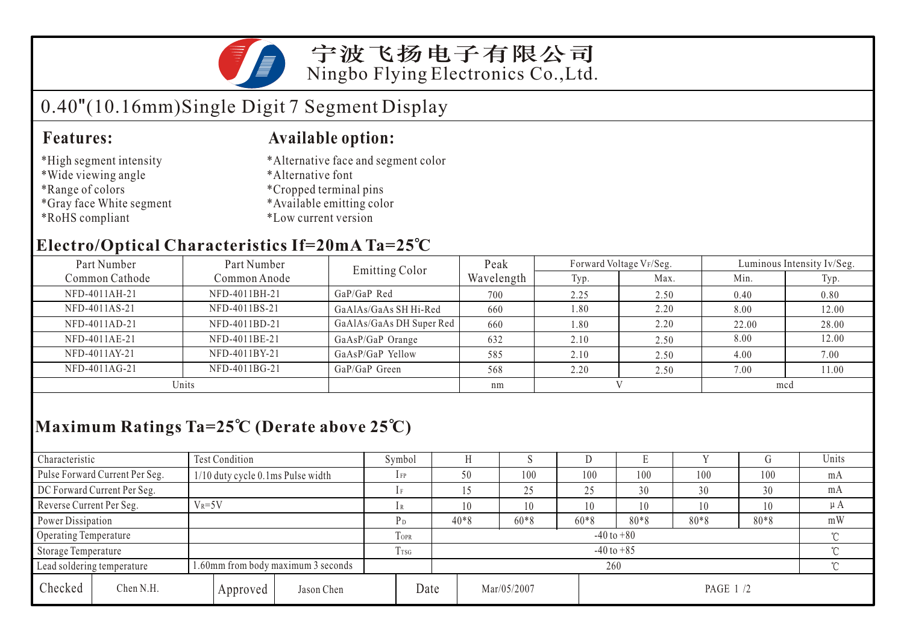# 宁波飞扬电子有限公司
Ningbo Flying Electronics Co.,Ltd.

## 0.40"(10.16mm)Single Digit 7 Segment Display

### Features:

*High segment intensity
*Wide viewing angle
*Range of colors
*Gray face White segment
*RoHS compliant

### Available option:

*Alternative face and segment color
*Alternative font
*Cropped terminal pins
*Available emitting color
*Low current version

### Electro/Optical Characteristics If=20mA Ta=25℃

| Part Number Common Cathode | Part Number Common Anode | Emitting Color | Peak Wavelength | Forward Voltage $V_F$/Seg. | | Luminous Intensity Iv/Seg. | |
|---|---|---|---|---|---|---|---|
| | | | | Typ. | Max. | Min. | Typ. |
| NFD-4011AH-21 | NFD-4011BH-21 | GaP/GaP Red | 700 | 2.25 | 2.50 | 0.40 | 0.80 |
| NFD-4011AS-21 | NFD-4011BS-21 | GaAlAs/GaAs SH Hi-Red | 660 | 1.80 | 2.20 | 8.00 | 12.00 |
| NFD-4011AD-21 | NFD-4011BD-21 | GaAlAs/GaAs DH Super Red | 660 | 1.80 | 2.20 | 22.00 | 28.00 |
| NFD-4011AE-21 | NFD-4011BE-21 | GaAsP/GaP Orange | 632 | 2.10 | 2.50 | 8.00 | 12.00 |
| NFD-4011AY-21 | NFD-4011BY-21 | GaAsP/GaP Yellow | 585 | 2.10 | 2.50 | 4.00 | 7.00 |
| NFD-4011AG-21 | NFD-4011BG-21 | GaP/GaP Green | 568 | 2.20 | 2.50 | 7.00 | 11.00 |
| Units | | | nm | V | | mcd | |

### Maximum Ratings Ta=25℃ (Derate above 25℃)

| Characteristic | Test Condition | Symbol | H | S | D | E | Y | G | Units |
|---|---|---|---|---|---|---|---|---|---|
| Pulse Forward Current Per Seg. | 1/10 duty cycle 0.1ms Pulse width | $I_{FP}$ | 50 | 100 | 100 | 100 | 100 | 100 | mA |
| DC Forward Current Per Seg. | | $I_F$ | 15 | 25 | 25 | 30 | 30 | 30 | mA |
| Reverse Current Per Seg. | $V_R$=5V | $I_R$ | 10 | 10 | 10 | 10 | 10 | 10 | μA |
| Power Dissipation | | $P_D$ | 40*8 | 60*8 | 60*8 | 80*8 | 80*8 | 80*8 | mW |
| Operating Temperature | | $T_{OPR}$ | -40 to +80 | | | | | | ℃ |
| Storage Temperature | | $T_{TSG}$ | -40 to +85 | | | | | | ℃ |
| Lead soldering temperature | 1.60mm from body maximum 3 seconds | | 260 | | | | | | ℃ |

| Checked | Chen N.H. | Approved | Jason Chen | Date | Mar/05/2007 |
|---|---|---|---|---|---|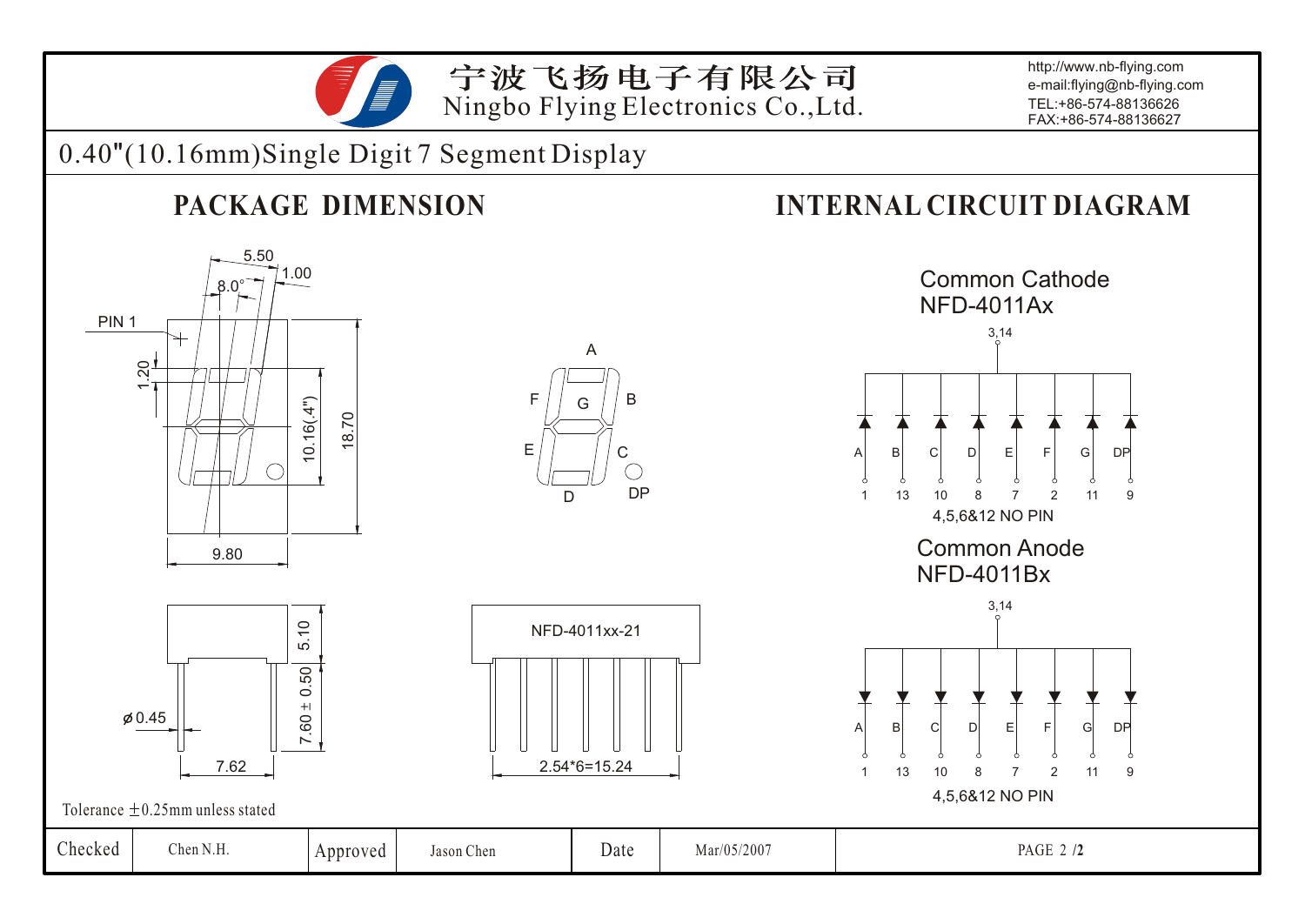宁波飞扬电子有限公司
Ningbo Flying Electronics Co.,Ltd.

http://www.nb-flying.com
e-mail:flying@nb-flying.com
TEL:+86-574-88136626
FAX:+86-574-88136627

## 0.40"(10.16mm)Single Digit 7 Segment Display

## PACKAGE DIMENSION

5.50
1.00
8.0°
PIN 1
1.20
10.16(.4")
18.70
9.80

A
F G B
E C
D DP

5.10
7.60 ± 0.50
ø 0.45
7.62

NFD-4011xx-21
2.54*6=15.24

Tolerance ±0.25mm unless stated

## INTERNAL CIRCUIT DIAGRAM

**Common Cathode**
**NFD-4011Ax**

3,14

A B C D E F G DP
1 13 10 8 7 2 11 9

4,5,6&12 NO PIN

**Common Anode**
**NFD-4011Bx**

3,14

A B C D E F G DP
1 13 10 8 7 2 11 9

4,5,6&12 NO PIN

| Checked | Chen N.H. | Approved | Jason Chen | Date | Mar/05/2007 | PAGE 2 /2 |
|---|---|---|---|---|---|---|